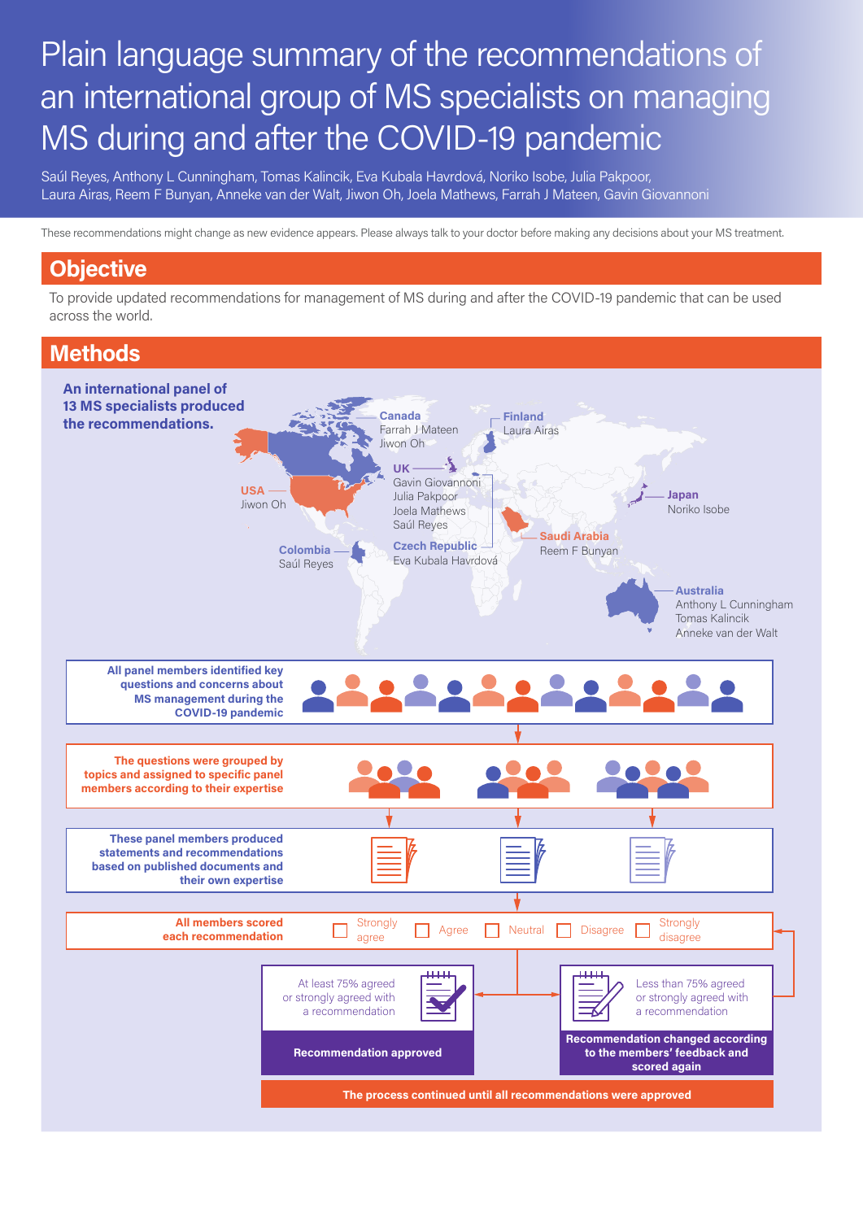# Plain language summary of the recommendations of an international group of MS specialists on managing MS during and after the COVID-19 pandemic

Saúl Reyes, Anthony L Cunningham, Tomas Kalincik, Eva Kubala Havrdová, Noriko Isobe, Julia Pakpoor, Laura Airas, Reem F Bunyan, Anneke van der Walt, Jiwon Oh, Joela Mathews, Farrah J Mateen, Gavin Giovannoni

These recommendations might change as new evidence appears. Please always talk to your doctor before making any decisions about your MS treatment.

## Objective

To provide updated recommendations for management of MS during and after the COVID-19 pandemic that can be used across the world.

## Methods

**An international panel of 13 MS specialists produced the recommendations.**

- **Canada**: Farrah J Mateen, Jiwon Oh
- **Finland**: Laura Airas
- **USA**: Jiwon Oh
- **UK**: Gavin Giovannoni, Julia Pakpoor, Joela Mathews, Saúl Reyes
- **Japan**: Noriko Isobe
- **Saudi Arabia**: Reem F Bunyan
- **Colombia**: Saúl Reyes
- **Czech Republic**: Eva Kubala Havrdová
- **Australia**: Anthony L Cunningham, Tomas Kalincik, Anneke van der Walt

**All panel members identified key questions and concerns about MS management during the COVID-19 pandemic**

**The questions were grouped by topics and assigned to specific panel members according to their expertise**

**These panel members produced statements and recommendations based on published documents and their own expertise**

**All members scored each recommendation**

☐ Strongly agree ☐ Agree ☐ Neutral ☐ Disagree ☐ Strongly disagree

At least 75% agreed or strongly agreed with a recommendation → **Recommendation approved**

Less than 75% agreed or strongly agreed with a recommendation → **Recommendation changed according to the members' feedback and scored again**

**The process continued until all recommendations were approved**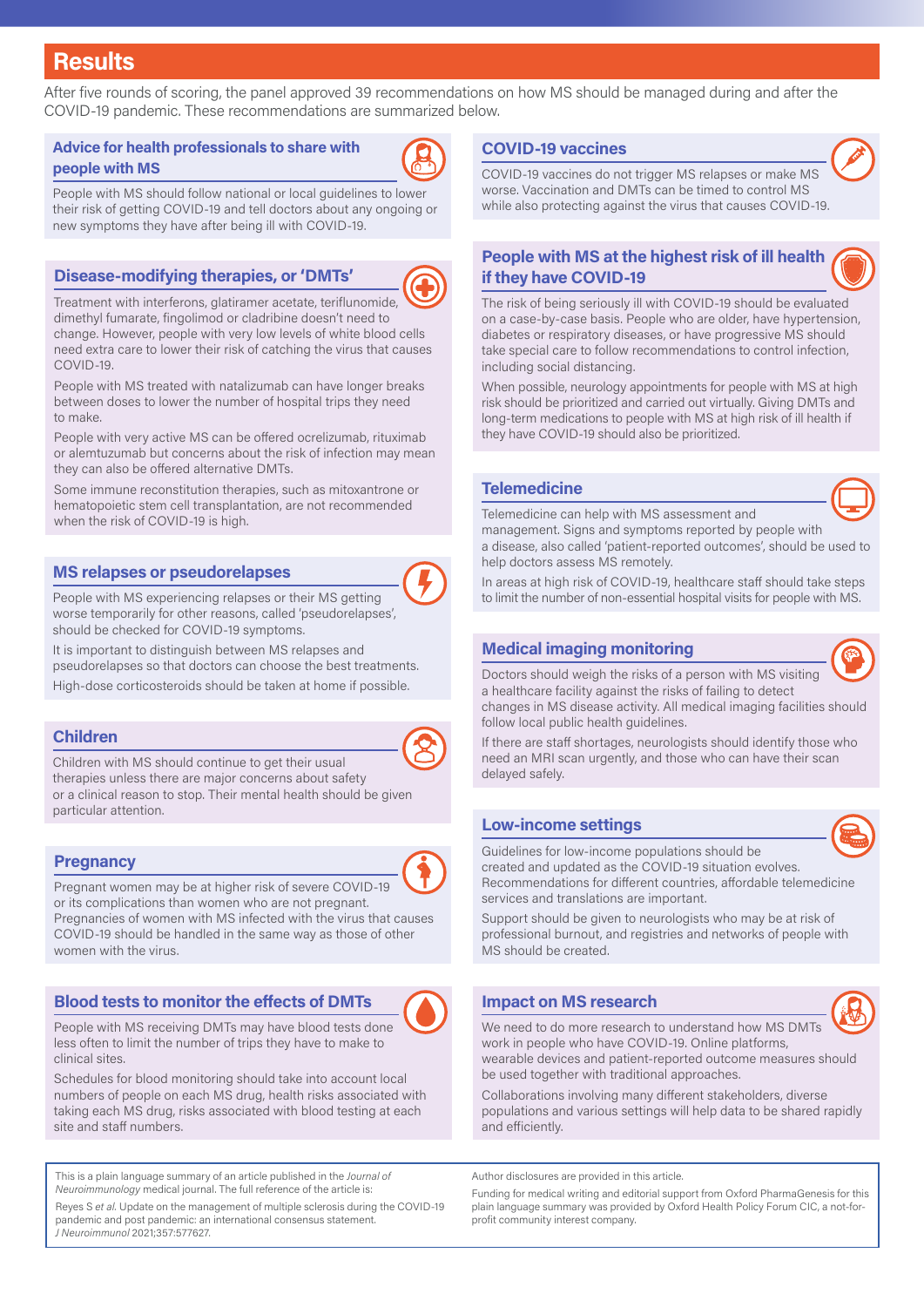# Results

After five rounds of scoring, the panel approved 39 recommendations on how MS should be managed during and after the COVID-19 pandemic. These recommendations are summarized below.

## Advice for health professionals to share with people with MS

People with MS should follow national or local guidelines to lower their risk of getting COVID-19 and tell doctors about any ongoing or new symptoms they have after being ill with COVID-19.

## Disease-modifying therapies, or 'DMTs'

Treatment with interferons, glatiramer acetate, teriflunomide, dimethyl fumarate, fingolimod or cladribine doesn't need to change. However, people with very low levels of white blood cells need extra care to lower their risk of catching the virus that causes COVID-19.

People with MS treated with natalizumab can have longer breaks between doses to lower the number of hospital trips they need to make.

People with very active MS can be offered ocrelizumab, rituximab or alemtuzumab but concerns about the risk of infection may mean they can also be offered alternative DMTs.

Some immune reconstitution therapies, such as mitoxantrone or hematopoietic stem cell transplantation, are not recommended when the risk of COVID-19 is high.

## MS relapses or pseudorelapses

People with MS experiencing relapses or their MS getting worse temporarily for other reasons, called 'pseudorelapses', should be checked for COVID-19 symptoms.

It is important to distinguish between MS relapses and pseudorelapses so that doctors can choose the best treatments.

High-dose corticosteroids should be taken at home if possible.

## Children

Children with MS should continue to get their usual therapies unless there are major concerns about safety or a clinical reason to stop. Their mental health should be given particular attention.

## Pregnancy

Pregnant women may be at higher risk of severe COVID-19 or its complications than women who are not pregnant. Pregnancies of women with MS infected with the virus that causes COVID-19 should be handled in the same way as those of other women with the virus.

## Blood tests to monitor the effects of DMTs

People with MS receiving DMTs may have blood tests done less often to limit the number of trips they have to make to clinical sites.

Schedules for blood monitoring should take into account local numbers of people on each MS drug, health risks associated with taking each MS drug, risks associated with blood testing at each site and staff numbers.

## COVID-19 vaccines

COVID-19 vaccines do not trigger MS relapses or make MS worse. Vaccination and DMTs can be timed to control MS while also protecting against the virus that causes COVID-19.

## People with MS at the highest risk of ill health if they have COVID-19

The risk of being seriously ill with COVID-19 should be evaluated on a case-by-case basis. People who are older, have hypertension, diabetes or respiratory diseases, or have progressive MS should take special care to follow recommendations to control infection, including social distancing.

When possible, neurology appointments for people with MS at high risk should be prioritized and carried out virtually. Giving DMTs and long-term medications to people with MS at high risk of ill health if they have COVID-19 should also be prioritized.

## Telemedicine

Telemedicine can help with MS assessment and management. Signs and symptoms reported by people with a disease, also called 'patient-reported outcomes', should be used to help doctors assess MS remotely.

In areas at high risk of COVID-19, healthcare staff should take steps to limit the number of non-essential hospital visits for people with MS.

## Medical imaging monitoring

Doctors should weigh the risks of a person with MS visiting a healthcare facility against the risks of failing to detect changes in MS disease activity. All medical imaging facilities should follow local public health guidelines.

If there are staff shortages, neurologists should identify those who need an MRI scan urgently, and those who can have their scan delayed safely.

## Low-income settings

Guidelines for low-income populations should be created and updated as the COVID-19 situation evolves. Recommendations for different countries, affordable telemedicine services and translations are important.

Support should be given to neurologists who may be at risk of professional burnout, and registries and networks of people with MS should be created.

## Impact on MS research

We need to do more research to understand how MS DMTs work in people who have COVID-19. Online platforms, wearable devices and patient-reported outcome measures should be used together with traditional approaches.

Collaborations involving many different stakeholders, diverse populations and various settings will help data to be shared rapidly and efficiently.

---

This is a plain language summary of an article published in the *Journal of Neuroimmunology* medical journal. The full reference of the article is:

Reyes S *et al.* Update on the management of multiple sclerosis during the COVID-19 pandemic and post pandemic: an international consensus statement. *J Neuroimmunol* 2021;357:577627.

Author disclosures are provided in this article.

Funding for medical writing and editorial support from Oxford PharmaGenesis for this plain language summary was provided by Oxford Health Policy Forum CIC, a not-for-profit community interest company.